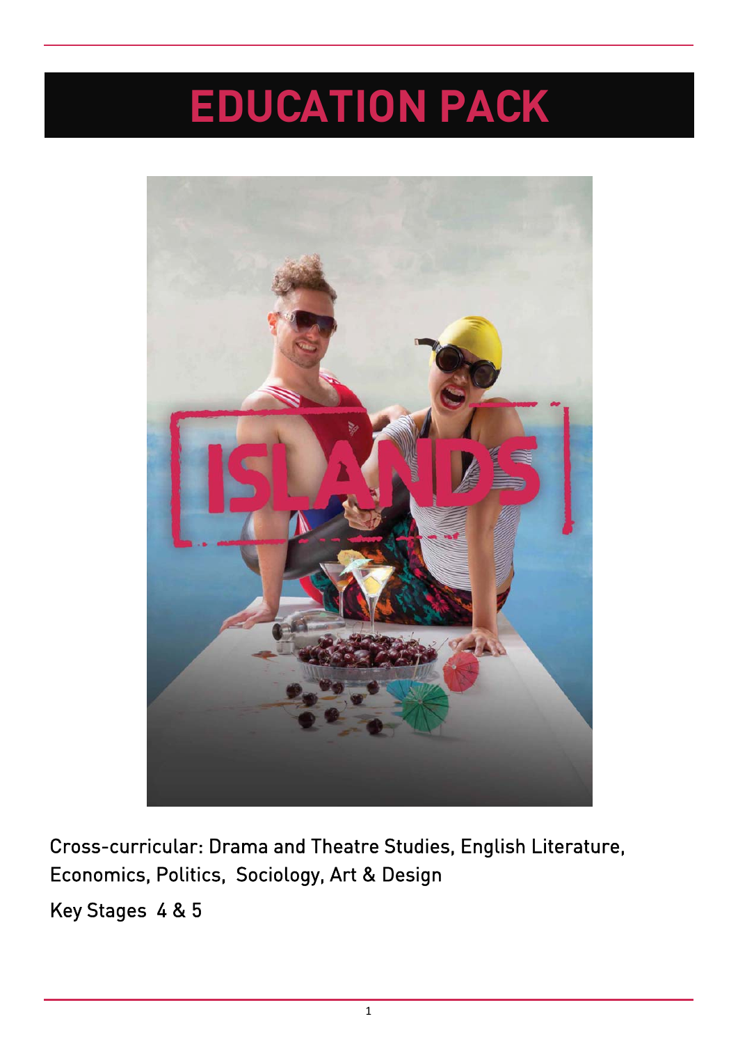# EDUCATION PACK

ISLANDS

Cross-curricular: Drama and Theatre Studies, English Literature, Economics, Politics, Sociology, Art & Design

Key Stages 4 & 5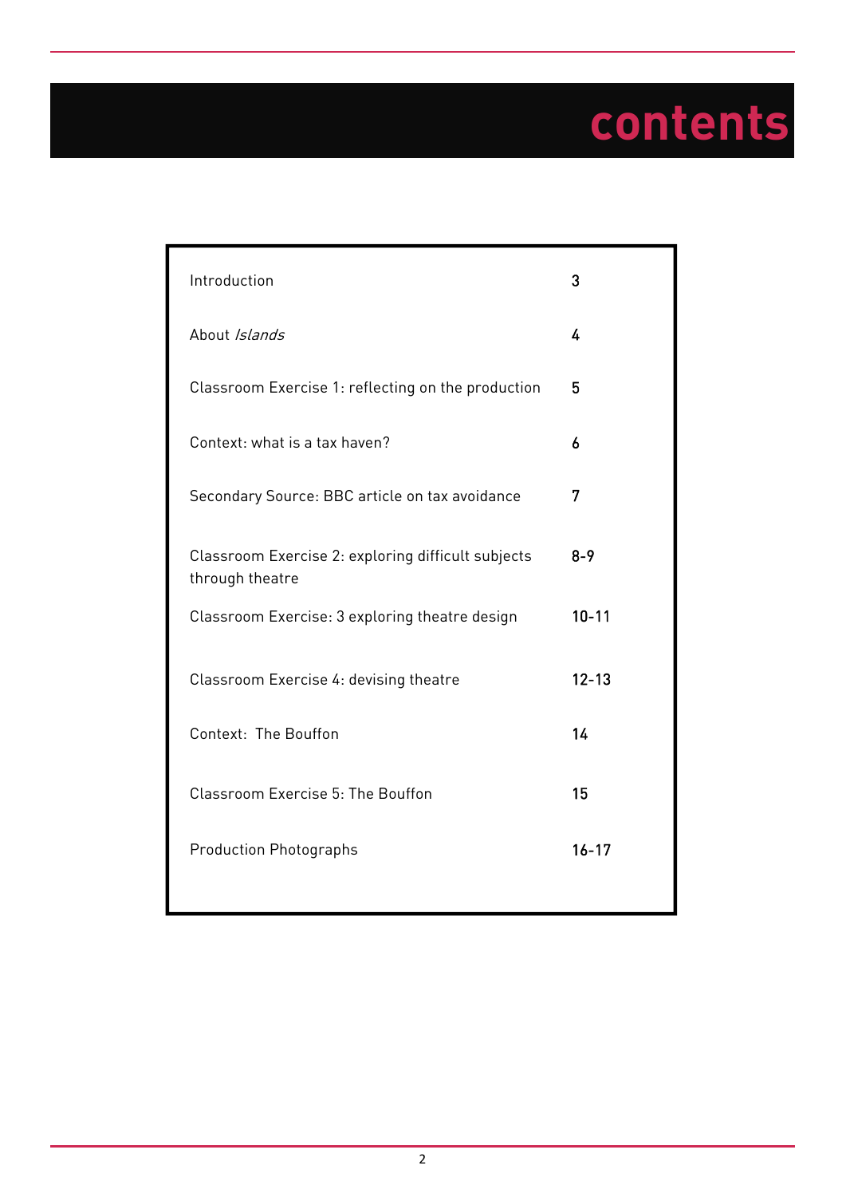# contents

| | |
|---|---|
| Introduction | 3 |
| About *Islands* | 4 |
| Classroom Exercise 1: reflecting on the production | 5 |
| Context: what is a tax haven? | 6 |
| Secondary Source: BBC article on tax avoidance | 7 |
| Classroom Exercise 2: exploring difficult subjects through theatre | 8-9 |
| Classroom Exercise: 3 exploring theatre design | 10-11 |
| Classroom Exercise 4: devising theatre | 12-13 |
| Context: The Bouffon | 14 |
| Classroom Exercise 5: The Bouffon | 15 |
| Production Photographs | 16-17 |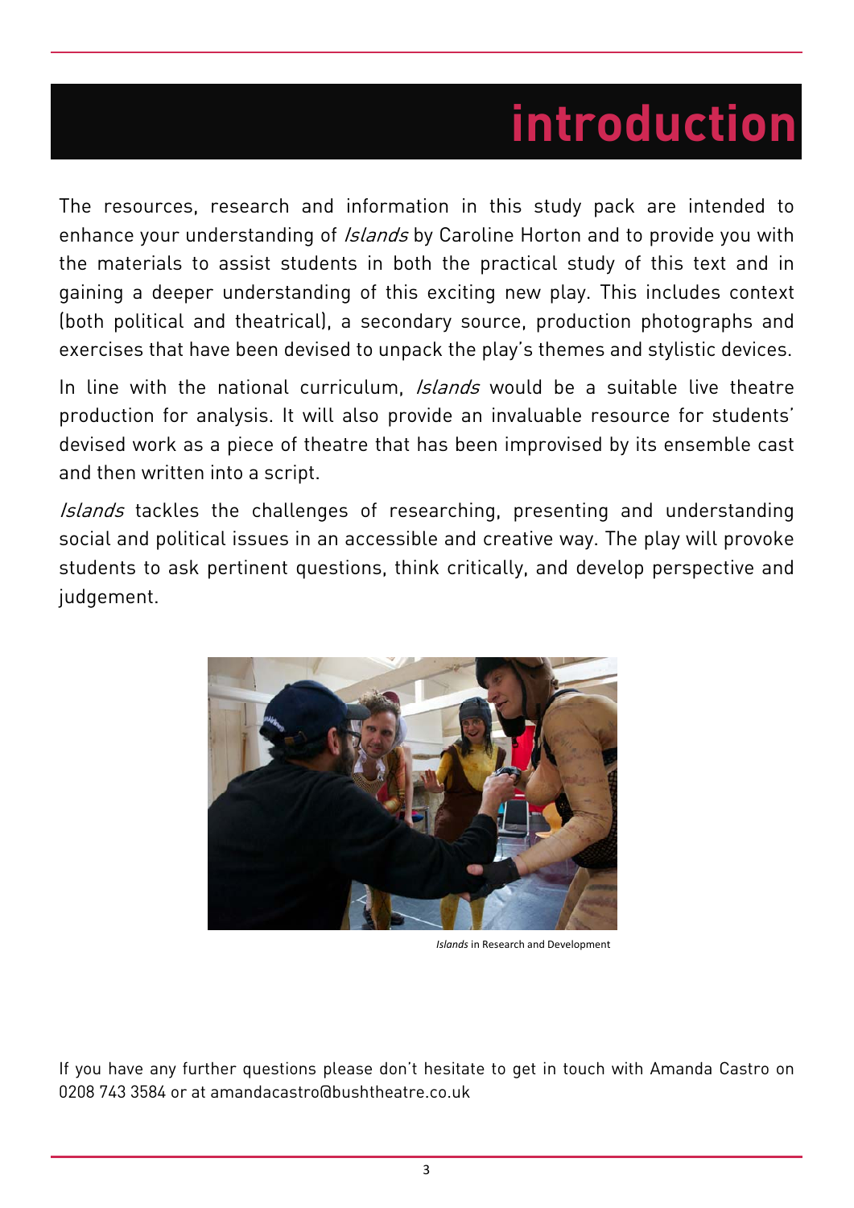# introduction

The resources, research and information in this study pack are intended to enhance your understanding of *Islands* by Caroline Horton and to provide you with the materials to assist students in both the practical study of this text and in gaining a deeper understanding of this exciting new play. This includes context (both political and theatrical), a secondary source, production photographs and exercises that have been devised to unpack the play's themes and stylistic devices.

In line with the national curriculum, *Islands* would be a suitable live theatre production for analysis. It will also provide an invaluable resource for students' devised work as a piece of theatre that has been improvised by its ensemble cast and then written into a script.

*Islands* tackles the challenges of researching, presenting and understanding social and political issues in an accessible and creative way. The play will provoke students to ask pertinent questions, think critically, and develop perspective and judgement.

*Islands* in Research and Development

If you have any further questions please don't hesitate to get in touch with Amanda Castro on 0208 743 3584 or at amandacastro@bushtheatre.co.uk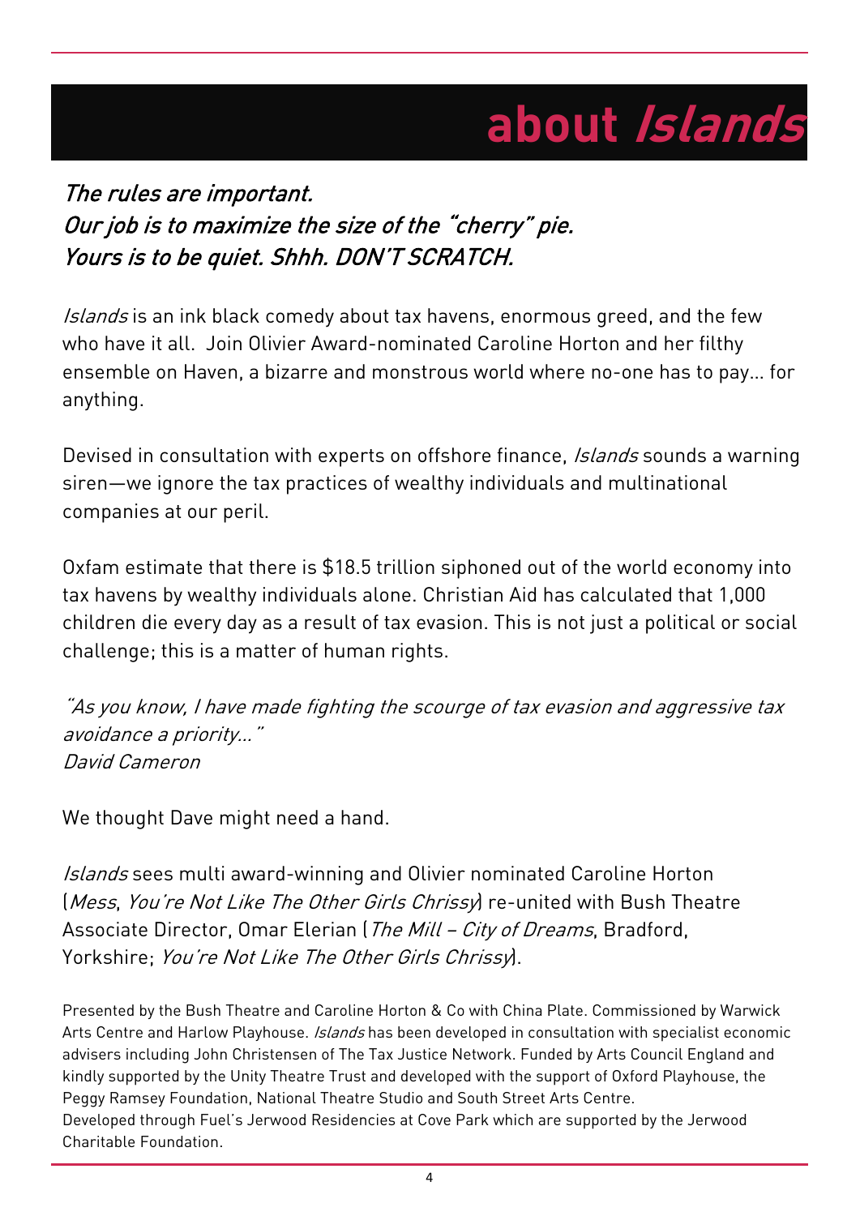# about *Islands*

*The rules are important.*
*Our job is to maximize the size of the "cherry" pie.*
*Yours is to be quiet. Shhh. DON'T SCRATCH.*

*Islands* is an ink black comedy about tax havens, enormous greed, and the few who have it all. Join Olivier Award-nominated Caroline Horton and her filthy ensemble on Haven, a bizarre and monstrous world where no-one has to pay… for anything.

Devised in consultation with experts on offshore finance, *Islands* sounds a warning siren—we ignore the tax practices of wealthy individuals and multinational companies at our peril.

Oxfam estimate that there is $18.5 trillion siphoned out of the world economy into tax havens by wealthy individuals alone. Christian Aid has calculated that 1,000 children die every day as a result of tax evasion. This is not just a political or social challenge; this is a matter of human rights.

*"As you know, I have made fighting the scourge of tax evasion and aggressive tax avoidance a priority…"*
*David Cameron*

We thought Dave might need a hand.

*Islands* sees multi award-winning and Olivier nominated Caroline Horton (*Mess*, *You're Not Like The Other Girls Chrissy*) re-united with Bush Theatre Associate Director, Omar Elerian (*The Mill – City of Dreams*, Bradford, Yorkshire; *You're Not Like The Other Girls Chrissy*).

Presented by the Bush Theatre and Caroline Horton & Co with China Plate. Commissioned by Warwick Arts Centre and Harlow Playhouse. *Islands* has been developed in consultation with specialist economic advisers including John Christensen of The Tax Justice Network. Funded by Arts Council England and kindly supported by the Unity Theatre Trust and developed with the support of Oxford Playhouse, the Peggy Ramsey Foundation, National Theatre Studio and South Street Arts Centre.
Developed through Fuel's Jerwood Residencies at Cove Park which are supported by the Jerwood Charitable Foundation.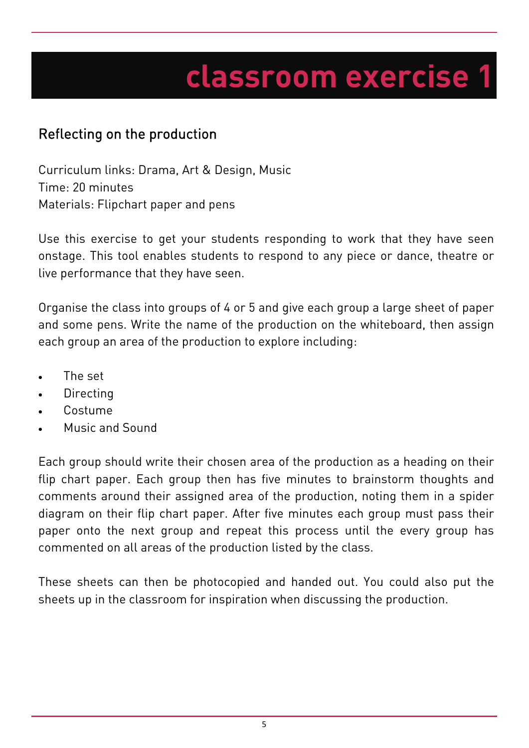# classroom exercise 1

## Reflecting on the production

Curriculum links: Drama, Art & Design, Music
Time: 20 minutes
Materials: Flipchart paper and pens

Use this exercise to get your students responding to work that they have seen onstage. This tool enables students to respond to any piece or dance, theatre or live performance that they have seen.

Organise the class into groups of 4 or 5 and give each group a large sheet of paper and some pens. Write the name of the production on the whiteboard, then assign each group an area of the production to explore including:

- The set
- Directing
- Costume
- Music and Sound

Each group should write their chosen area of the production as a heading on their flip chart paper. Each group then has five minutes to brainstorm thoughts and comments around their assigned area of the production, noting them in a spider diagram on their flip chart paper. After five minutes each group must pass their paper onto the next group and repeat this process until the every group has commented on all areas of the production listed by the class.

These sheets can then be photocopied and handed out. You could also put the sheets up in the classroom for inspiration when discussing the production.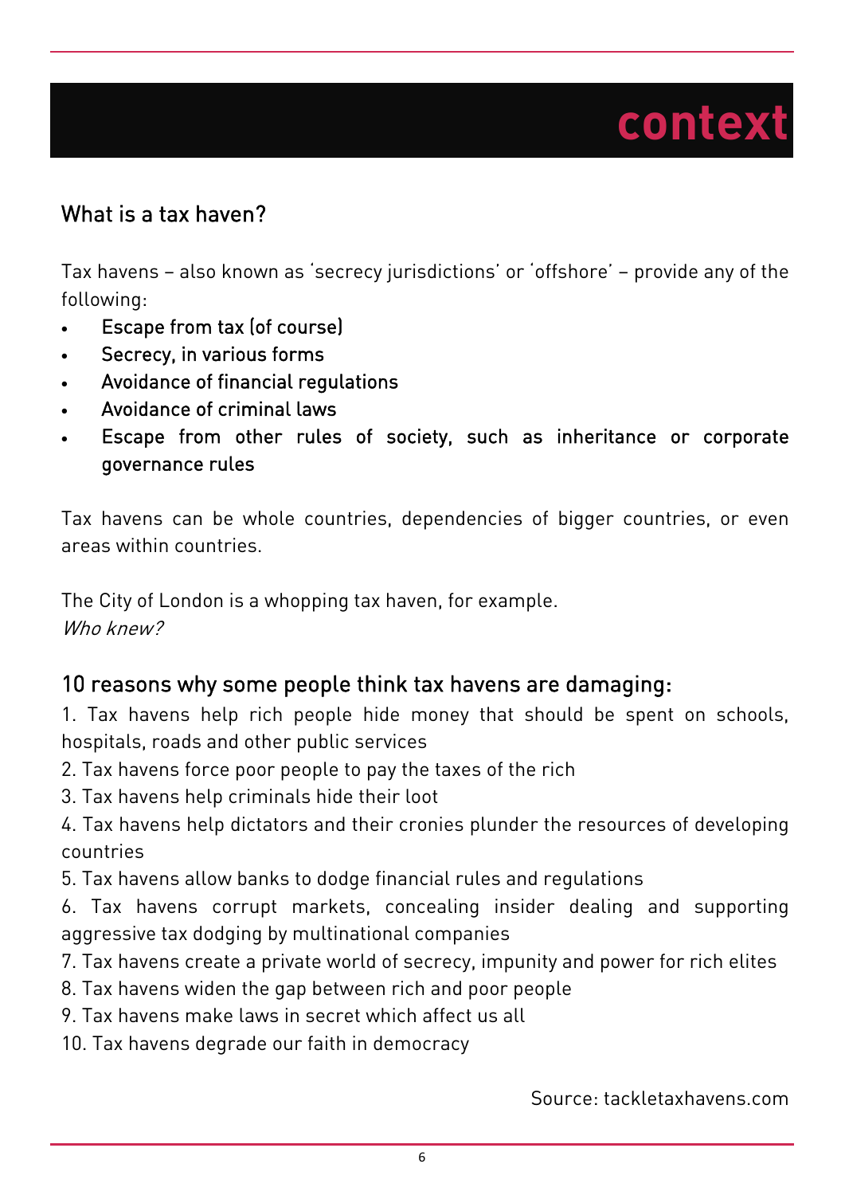# context

## What is a tax haven?

Tax havens – also known as 'secrecy jurisdictions' or 'offshore' – provide any of the following:

- Escape from tax (of course)
- Secrecy, in various forms
- Avoidance of financial regulations
- Avoidance of criminal laws
- Escape from other rules of society, such as inheritance or corporate governance rules

Tax havens can be whole countries, dependencies of bigger countries, or even areas within countries.

The City of London is a whopping tax haven, for example.
*Who knew?*

## 10 reasons why some people think tax havens are damaging:

1. Tax havens help rich people hide money that should be spent on schools, hospitals, roads and other public services
2. Tax havens force poor people to pay the taxes of the rich
3. Tax havens help criminals hide their loot
4. Tax havens help dictators and their cronies plunder the resources of developing countries
5. Tax havens allow banks to dodge financial rules and regulations
6. Tax havens corrupt markets, concealing insider dealing and supporting aggressive tax dodging by multinational companies
7. Tax havens create a private world of secrecy, impunity and power for rich elites
8. Tax havens widen the gap between rich and poor people
9. Tax havens make laws in secret which affect us all
10. Tax havens degrade our faith in democracy

Source: tackletaxhavens.com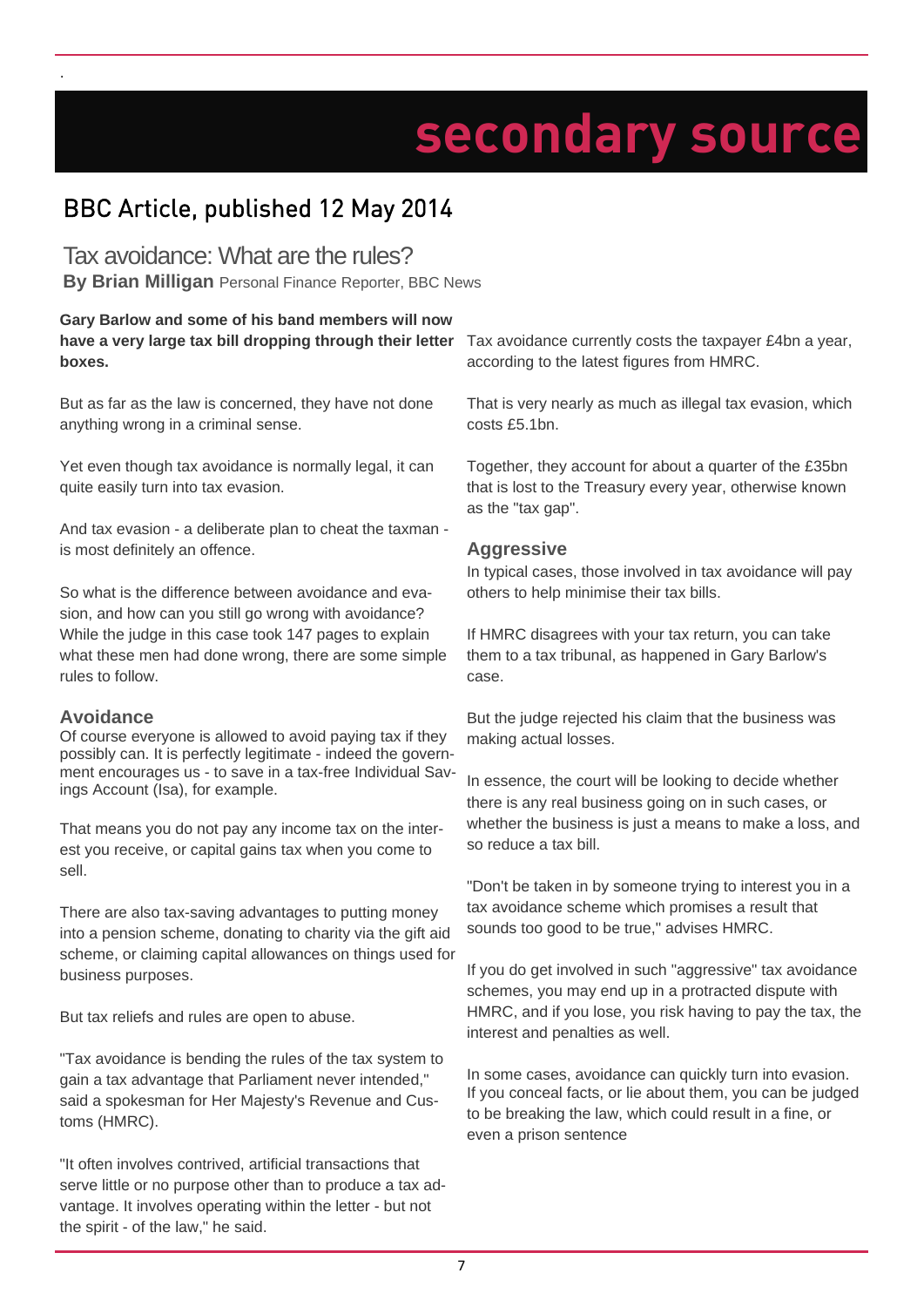# secondary source

## BBC Article, published 12 May 2014

### Tax avoidance: What are the rules?

**By Brian Milligan** Personal Finance Reporter, BBC News

**Gary Barlow and some of his band members will now have a very large tax bill dropping through their letter boxes.**

But as far as the law is concerned, they have not done anything wrong in a criminal sense.

Yet even though tax avoidance is normally legal, it can quite easily turn into tax evasion.

And tax evasion - a deliberate plan to cheat the taxman - is most definitely an offence.

So what is the difference between avoidance and evasion, and how can you still go wrong with avoidance? While the judge in this case took 147 pages to explain what these men had done wrong, there are some simple rules to follow.

#### Avoidance

Of course everyone is allowed to avoid paying tax if they possibly can. It is perfectly legitimate - indeed the government encourages us - to save in a tax-free Individual Savings Account (Isa), for example.

That means you do not pay any income tax on the interest you receive, or capital gains tax when you come to sell.

There are also tax-saving advantages to putting money into a pension scheme, donating to charity via the gift aid scheme, or claiming capital allowances on things used for business purposes.

But tax reliefs and rules are open to abuse.

"Tax avoidance is bending the rules of the tax system to gain a tax advantage that Parliament never intended," said a spokesman for Her Majesty's Revenue and Customs (HMRC).

"It often involves contrived, artificial transactions that serve little or no purpose other than to produce a tax advantage. It involves operating within the letter - but not the spirit - of the law," he said.

Tax avoidance currently costs the taxpayer £4bn a year, according to the latest figures from HMRC.

That is very nearly as much as illegal tax evasion, which costs £5.1bn.

Together, they account for about a quarter of the £35bn that is lost to the Treasury every year, otherwise known as the "tax gap".

#### Aggressive

In typical cases, those involved in tax avoidance will pay others to help minimise their tax bills.

If HMRC disagrees with your tax return, you can take them to a tax tribunal, as happened in Gary Barlow's case.

But the judge rejected his claim that the business was making actual losses.

In essence, the court will be looking to decide whether there is any real business going on in such cases, or whether the business is just a means to make a loss, and so reduce a tax bill.

"Don't be taken in by someone trying to interest you in a tax avoidance scheme which promises a result that sounds too good to be true," advises HMRC.

If you do get involved in such "aggressive" tax avoidance schemes, you may end up in a protracted dispute with HMRC, and if you lose, you risk having to pay the tax, the interest and penalties as well.

In some cases, avoidance can quickly turn into evasion. If you conceal facts, or lie about them, you can be judged to be breaking the law, which could result in a fine, or even a prison sentence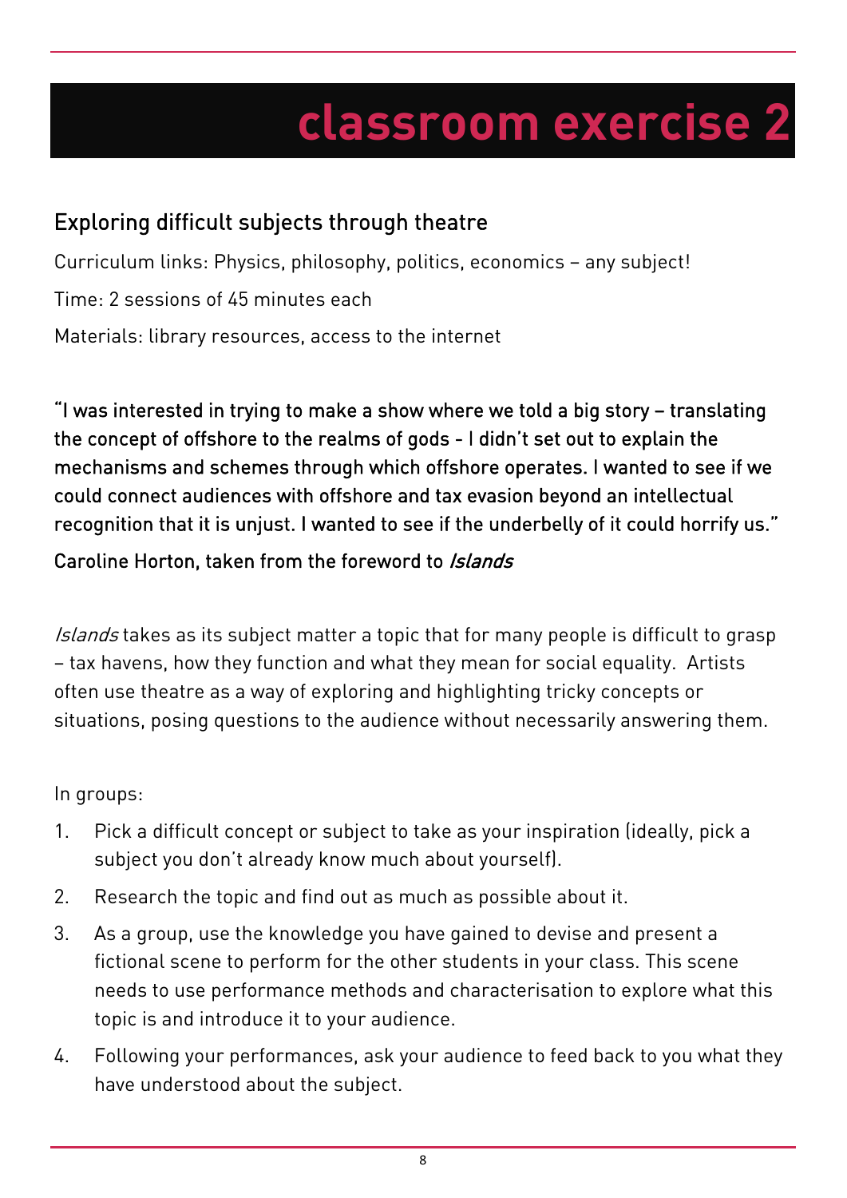# classroom exercise 2

## Exploring difficult subjects through theatre

Curriculum links: Physics, philosophy, politics, economics – any subject!

Time: 2 sessions of 45 minutes each

Materials: library resources, access to the internet

**"I was interested in trying to make a show where we told a big story – translating the concept of offshore to the realms of gods - I didn't set out to explain the mechanisms and schemes through which offshore operates. I wanted to see if we could connect audiences with offshore and tax evasion beyond an intellectual recognition that it is unjust. I wanted to see if the underbelly of it could horrify us."**

**Caroline Horton, taken from the foreword to *Islands***

*Islands* takes as its subject matter a topic that for many people is difficult to grasp – tax havens, how they function and what they mean for social equality. Artists often use theatre as a way of exploring and highlighting tricky concepts or situations, posing questions to the audience without necessarily answering them.

In groups:

1. Pick a difficult concept or subject to take as your inspiration (ideally, pick a subject you don't already know much about yourself).
2. Research the topic and find out as much as possible about it.
3. As a group, use the knowledge you have gained to devise and present a fictional scene to perform for the other students in your class. This scene needs to use performance methods and characterisation to explore what this topic is and introduce it to your audience.
4. Following your performances, ask your audience to feed back to you what they have understood about the subject.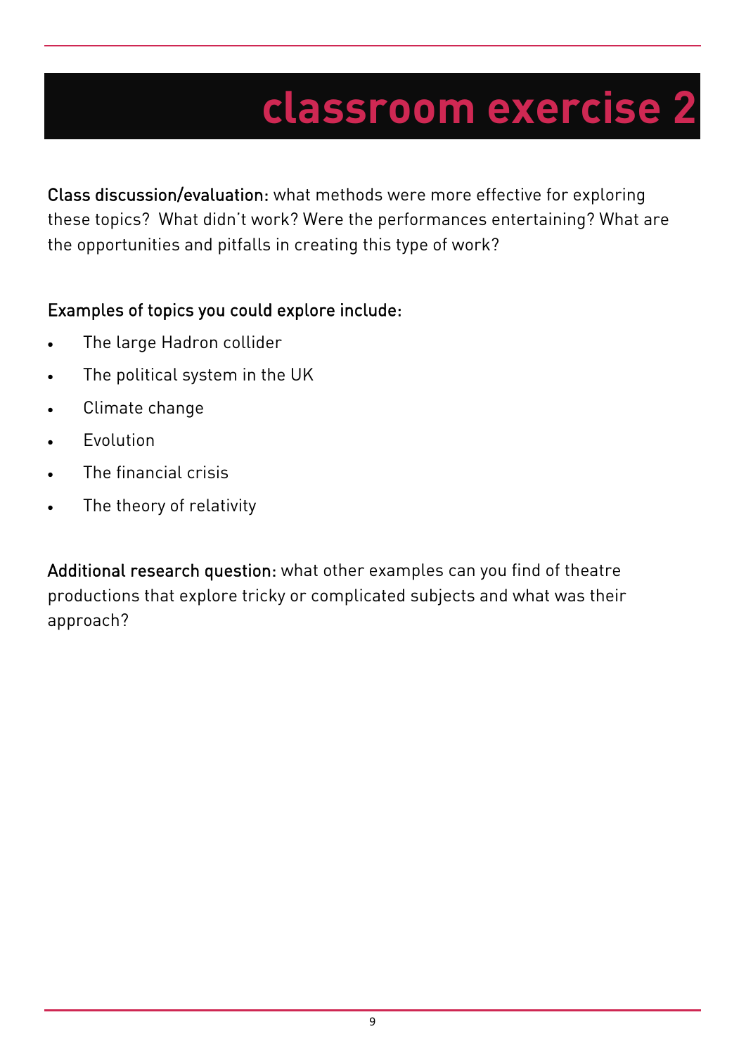# classroom exercise 2

**Class discussion/evaluation:** what methods were more effective for exploring these topics? What didn't work? Were the performances entertaining? What are the opportunities and pitfalls in creating this type of work?

**Examples of topics you could explore include:**

- The large Hadron collider
- The political system in the UK
- Climate change
- Evolution
- The financial crisis
- The theory of relativity

**Additional research question:** what other examples can you find of theatre productions that explore tricky or complicated subjects and what was their approach?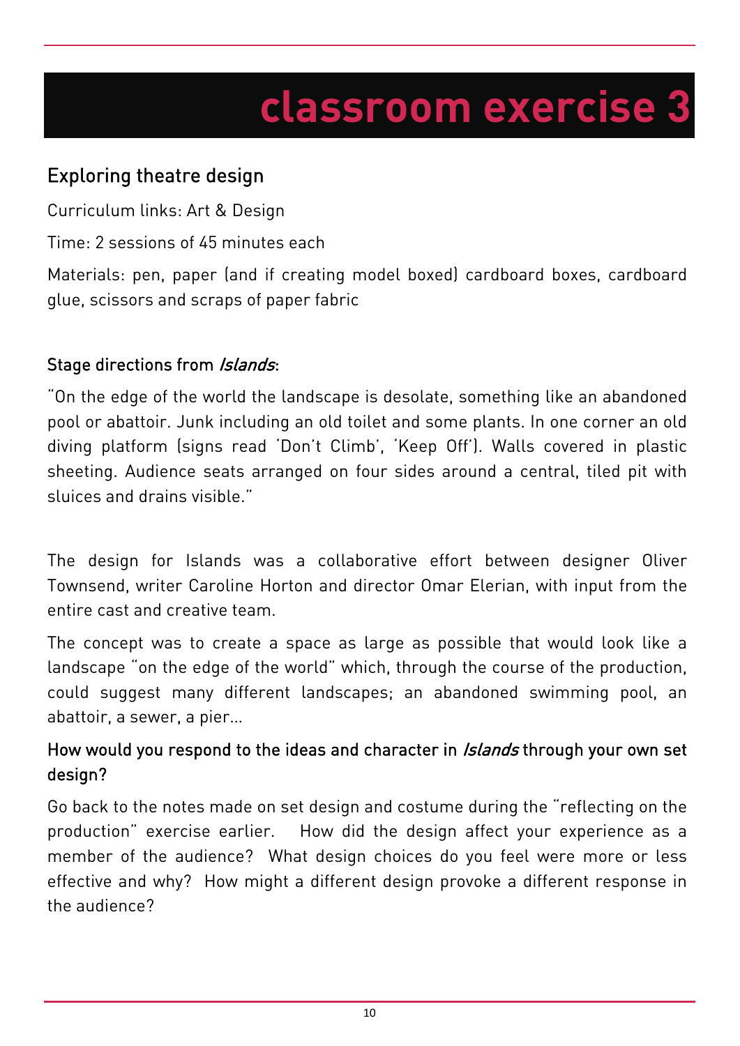# classroom exercise 3

## Exploring theatre design

Curriculum links: Art & Design

Time: 2 sessions of 45 minutes each

Materials: pen, paper (and if creating model boxed) cardboard boxes, cardboard glue, scissors and scraps of paper fabric

### Stage directions from *Islands*:

"On the edge of the world the landscape is desolate, something like an abandoned pool or abattoir. Junk including an old toilet and some plants. In one corner an old diving platform (signs read 'Don't Climb', 'Keep Off'). Walls covered in plastic sheeting. Audience seats arranged on four sides around a central, tiled pit with sluices and drains visible."

The design for Islands was a collaborative effort between designer Oliver Townsend, writer Caroline Horton and director Omar Elerian, with input from the entire cast and creative team.

The concept was to create a space as large as possible that would look like a landscape "on the edge of the world" which, through the course of the production, could suggest many different landscapes; an abandoned swimming pool, an abattoir, a sewer, a pier…

### How would you respond to the ideas and character in *Islands* through your own set design?

Go back to the notes made on set design and costume during the "reflecting on the production" exercise earlier. How did the design affect your experience as a member of the audience? What design choices do you feel were more or less effective and why? How might a different design provoke a different response in the audience?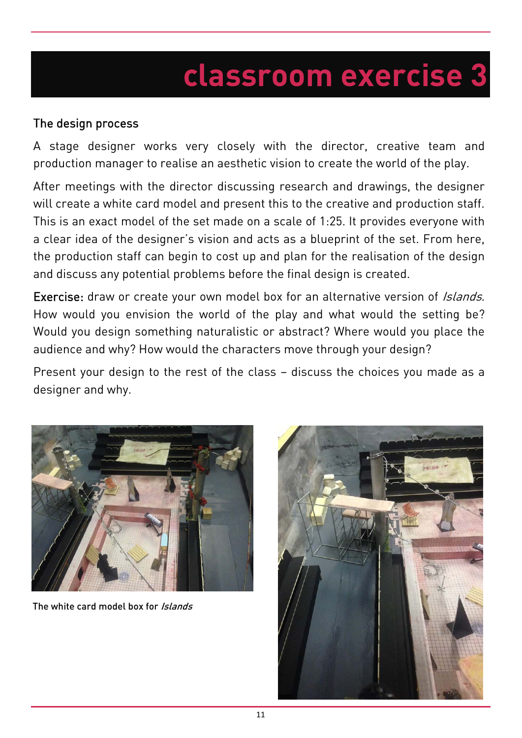# classroom exercise 3

## The design process

A stage designer works very closely with the director, creative team and production manager to realise an aesthetic vision to create the world of the play.

After meetings with the director discussing research and drawings, the designer will create a white card model and present this to the creative and production staff. This is an exact model of the set made on a scale of 1:25. It provides everyone with a clear idea of the designer's vision and acts as a blueprint of the set. From here, the production staff can begin to cost up and plan for the realisation of the design and discuss any potential problems before the final design is created.

**Exercise:** draw or create your own model box for an alternative version of *Islands*. How would you envision the world of the play and what would the setting be? Would you design something naturalistic or abstract? Where would you place the audience and why? How would the characters move through your design?

Present your design to the rest of the class – discuss the choices you made as a designer and why.

The white card model box for *Islands*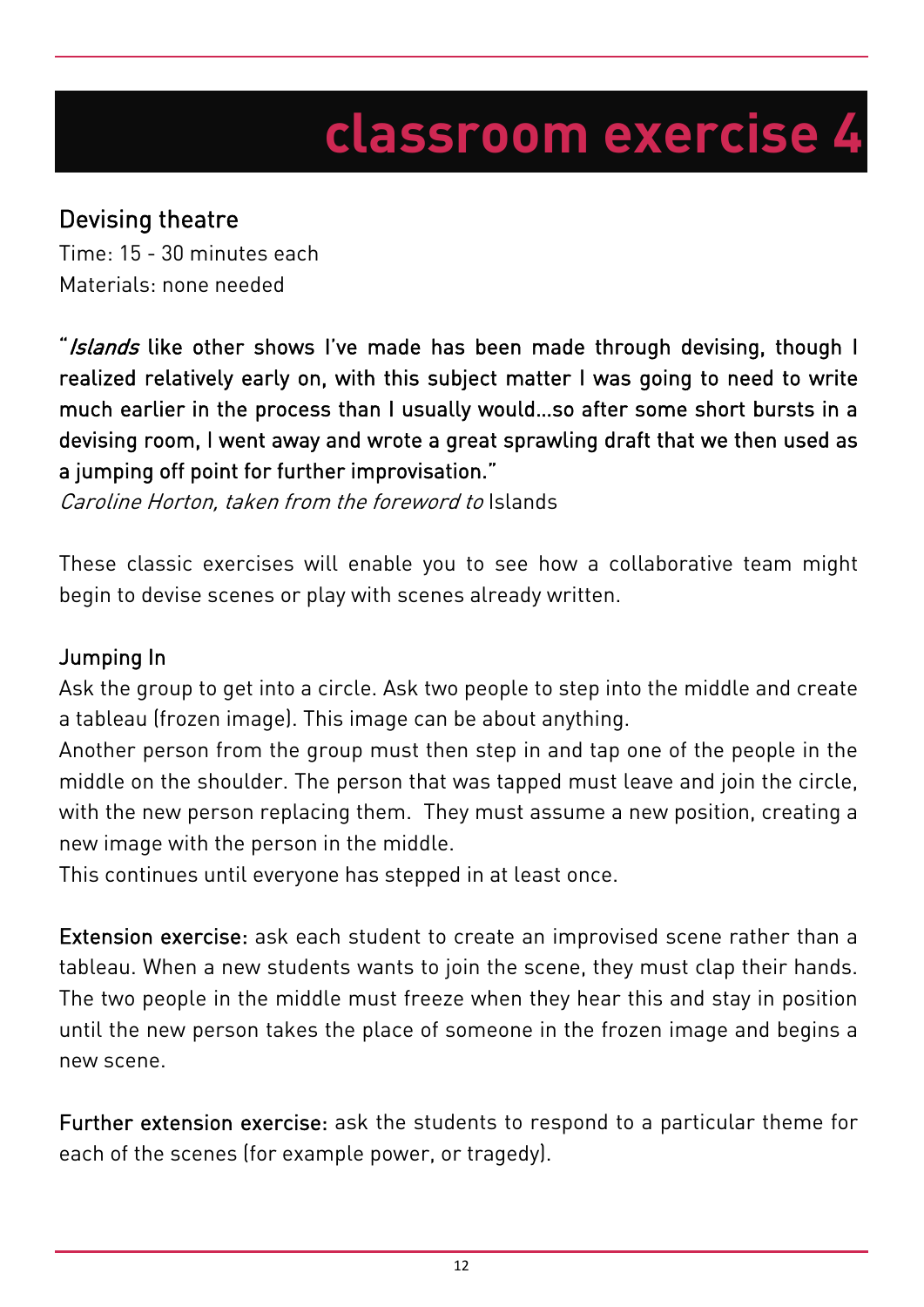# classroom exercise 4

## Devising theatre

Time: 15 - 30 minutes each
Materials: none needed

"*Islands* like other shows I've made has been made through devising, though I realized relatively early on, with this subject matter I was going to need to write much earlier in the process than I usually would...so after some short bursts in a devising room, I went away and wrote a great sprawling draft that we then used as a jumping off point for further improvisation."

*Caroline Horton, taken from the foreword to* Islands

These classic exercises will enable you to see how a collaborative team might begin to devise scenes or play with scenes already written.

### Jumping In

Ask the group to get into a circle. Ask two people to step into the middle and create a tableau (frozen image). This image can be about anything.

Another person from the group must then step in and tap one of the people in the middle on the shoulder. The person that was tapped must leave and join the circle, with the new person replacing them. They must assume a new position, creating a new image with the person in the middle.

This continues until everyone has stepped in at least once.

**Extension exercise:** ask each student to create an improvised scene rather than a tableau. When a new students wants to join the scene, they must clap their hands. The two people in the middle must freeze when they hear this and stay in position until the new person takes the place of someone in the frozen image and begins a new scene.

**Further extension exercise:** ask the students to respond to a particular theme for each of the scenes (for example power, or tragedy).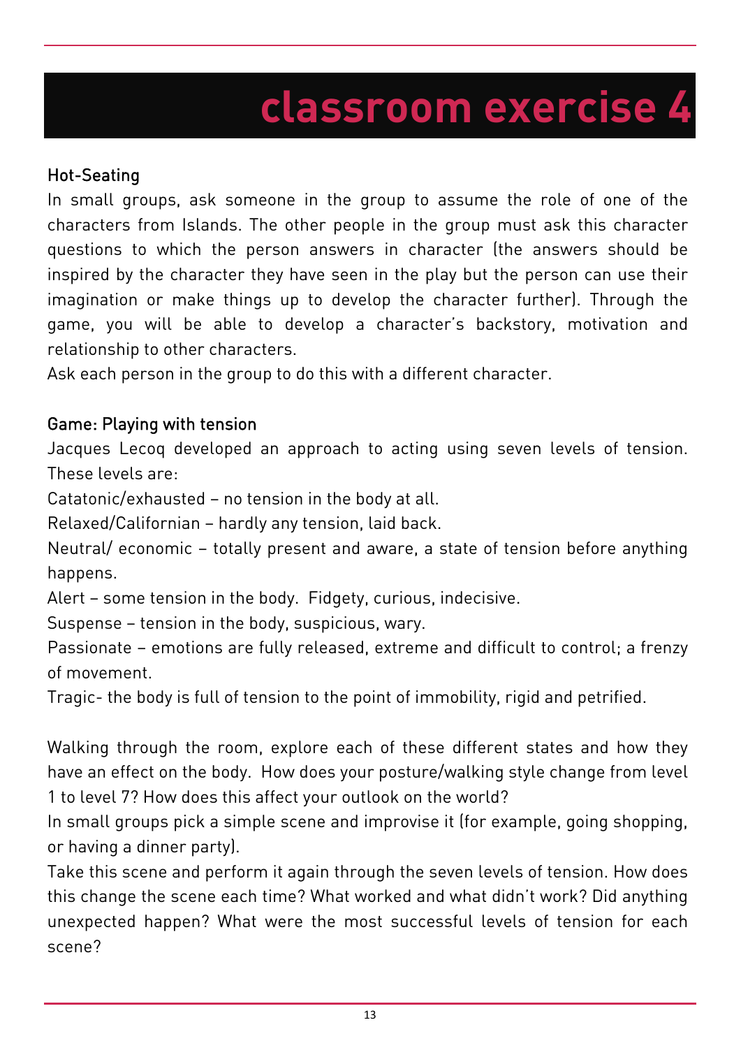# classroom exercise 4

### Hot-Seating

In small groups, ask someone in the group to assume the role of one of the characters from Islands. The other people in the group must ask this character questions to which the person answers in character (the answers should be inspired by the character they have seen in the play but the person can use their imagination or make things up to develop the character further). Through the game, you will be able to develop a character's backstory, motivation and relationship to other characters.

Ask each person in the group to do this with a different character.

### Game: Playing with tension

Jacques Lecoq developed an approach to acting using seven levels of tension. These levels are:

Catatonic/exhausted – no tension in the body at all.

Relaxed/Californian – hardly any tension, laid back.

Neutral/ economic – totally present and aware, a state of tension before anything happens.

Alert – some tension in the body. Fidgety, curious, indecisive.

Suspense – tension in the body, suspicious, wary.

Passionate – emotions are fully released, extreme and difficult to control; a frenzy of movement.

Tragic- the body is full of tension to the point of immobility, rigid and petrified.

Walking through the room, explore each of these different states and how they have an effect on the body. How does your posture/walking style change from level 1 to level 7? How does this affect your outlook on the world?

In small groups pick a simple scene and improvise it (for example, going shopping, or having a dinner party).

Take this scene and perform it again through the seven levels of tension. How does this change the scene each time? What worked and what didn't work? Did anything unexpected happen? What were the most successful levels of tension for each scene?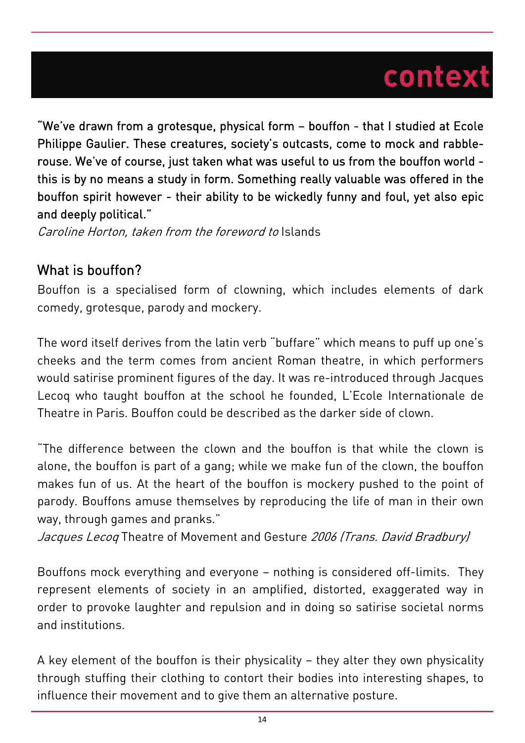# context

**"We've drawn from a grotesque, physical form – bouffon - that I studied at Ecole Philippe Gaulier. These creatures, society's outcasts, come to mock and rabble-rouse. We've of course, just taken what was useful to us from the bouffon world - this is by no means a study in form. Something really valuable was offered in the bouffon spirit however - their ability to be wickedly funny and foul, yet also epic and deeply political."**

*Caroline Horton, taken from the foreword to* Islands

## What is bouffon?

Bouffon is a specialised form of clowning, which includes elements of dark comedy, grotesque, parody and mockery.

The word itself derives from the latin verb "buffare" which means to puff up one's cheeks and the term comes from ancient Roman theatre, in which performers would satirise prominent figures of the day. It was re-introduced through Jacques Lecoq who taught bouffon at the school he founded, L'Ecole Internationale de Theatre in Paris. Bouffon could be described as the darker side of clown.

"The difference between the clown and the bouffon is that while the clown is alone, the bouffon is part of a gang; while we make fun of the clown, the bouffon makes fun of us. At the heart of the bouffon is mockery pushed to the point of parody. Bouffons amuse themselves by reproducing the life of man in their own way, through games and pranks."

*Jacques Lecoq* Theatre of Movement and Gesture *2006 (Trans. David Bradbury)*

Bouffons mock everything and everyone – nothing is considered off-limits. They represent elements of society in an amplified, distorted, exaggerated way in order to provoke laughter and repulsion and in doing so satirise societal norms and institutions.

A key element of the bouffon is their physicality – they alter they own physicality through stuffing their clothing to contort their bodies into interesting shapes, to influence their movement and to give them an alternative posture.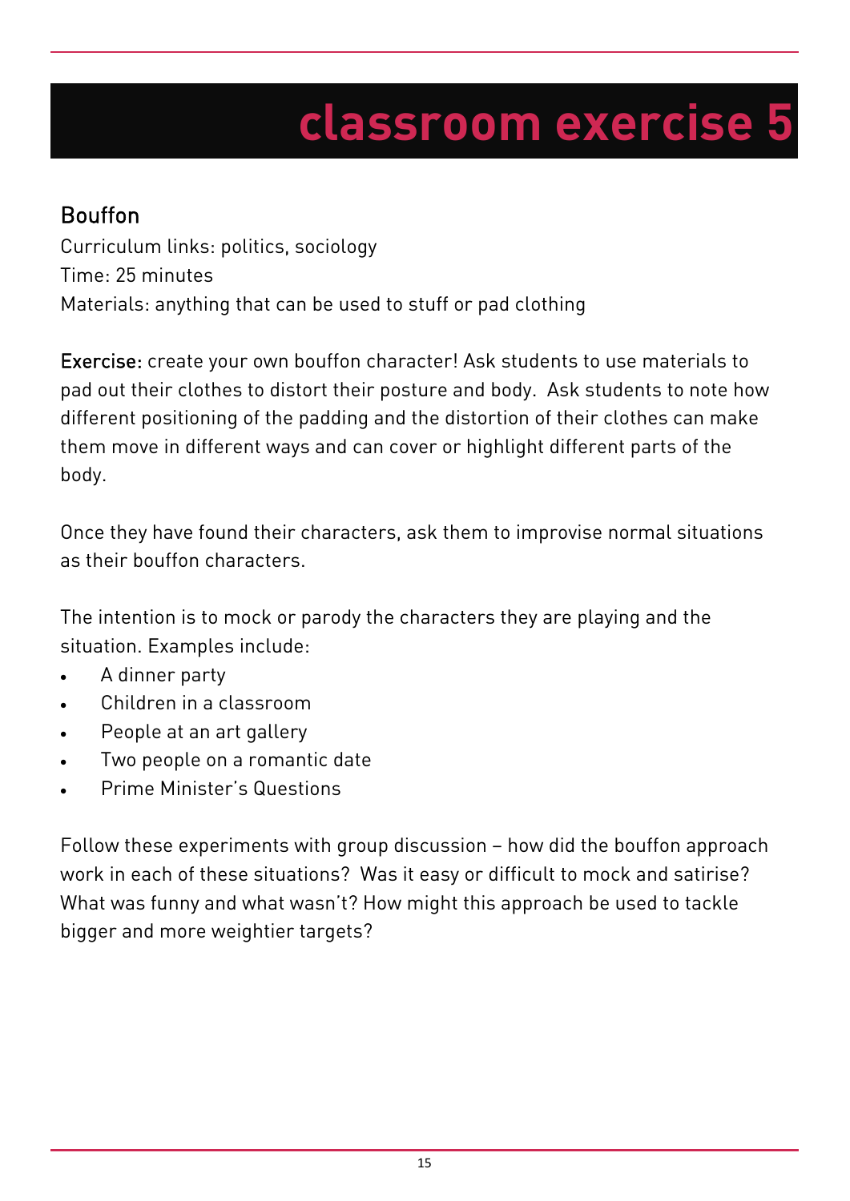# classroom exercise 5

## Bouffon

Curriculum links: politics, sociology
Time: 25 minutes
Materials: anything that can be used to stuff or pad clothing

Exercise: create your own bouffon character! Ask students to use materials to pad out their clothes to distort their posture and body. Ask students to note how different positioning of the padding and the distortion of their clothes can make them move in different ways and can cover or highlight different parts of the body.

Once they have found their characters, ask them to improvise normal situations as their bouffon characters.

The intention is to mock or parody the characters they are playing and the situation. Examples include:

- A dinner party
- Children in a classroom
- People at an art gallery
- Two people on a romantic date
- Prime Minister's Questions

Follow these experiments with group discussion – how did the bouffon approach work in each of these situations? Was it easy or difficult to mock and satirise? What was funny and what wasn't? How might this approach be used to tackle bigger and more weightier targets?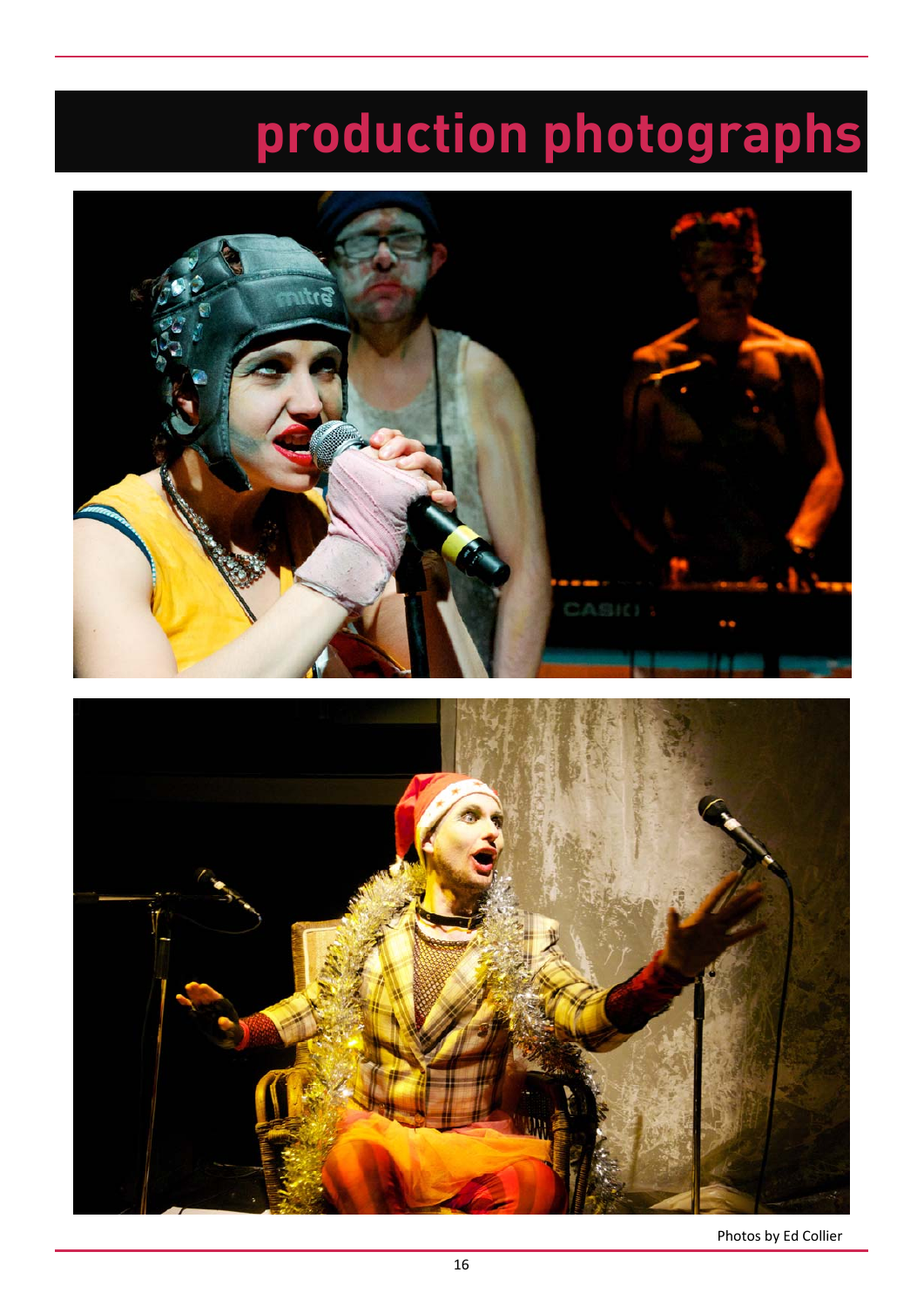# production photographs

Photos by Ed Collier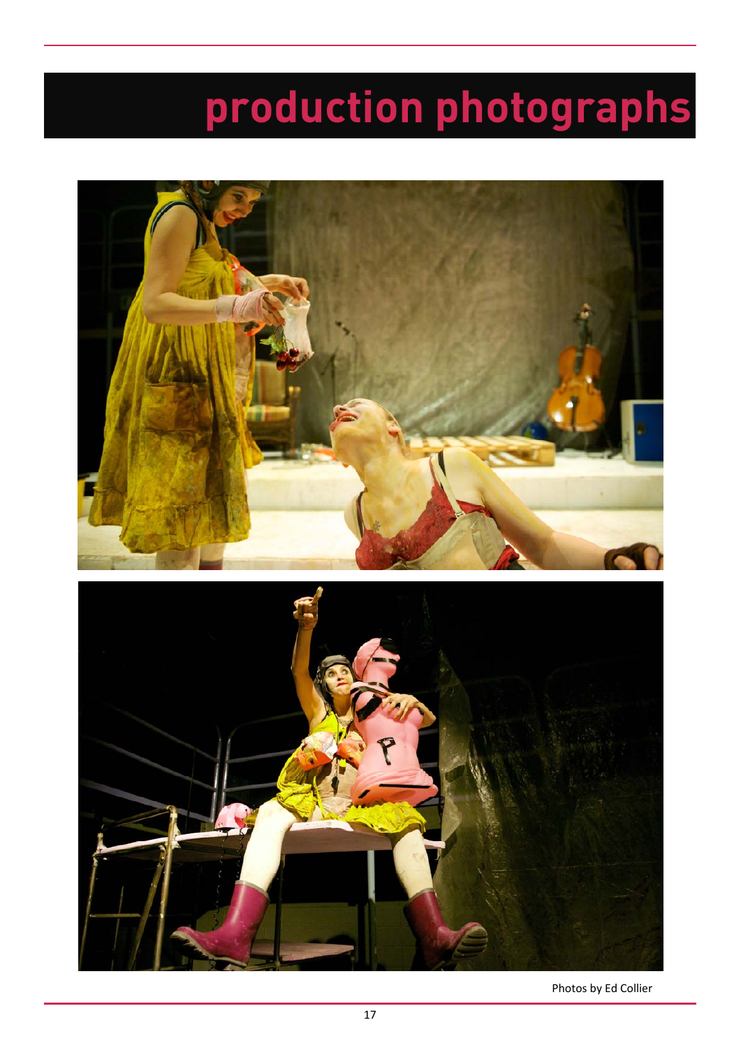# production photographs

Photos by Ed Collier